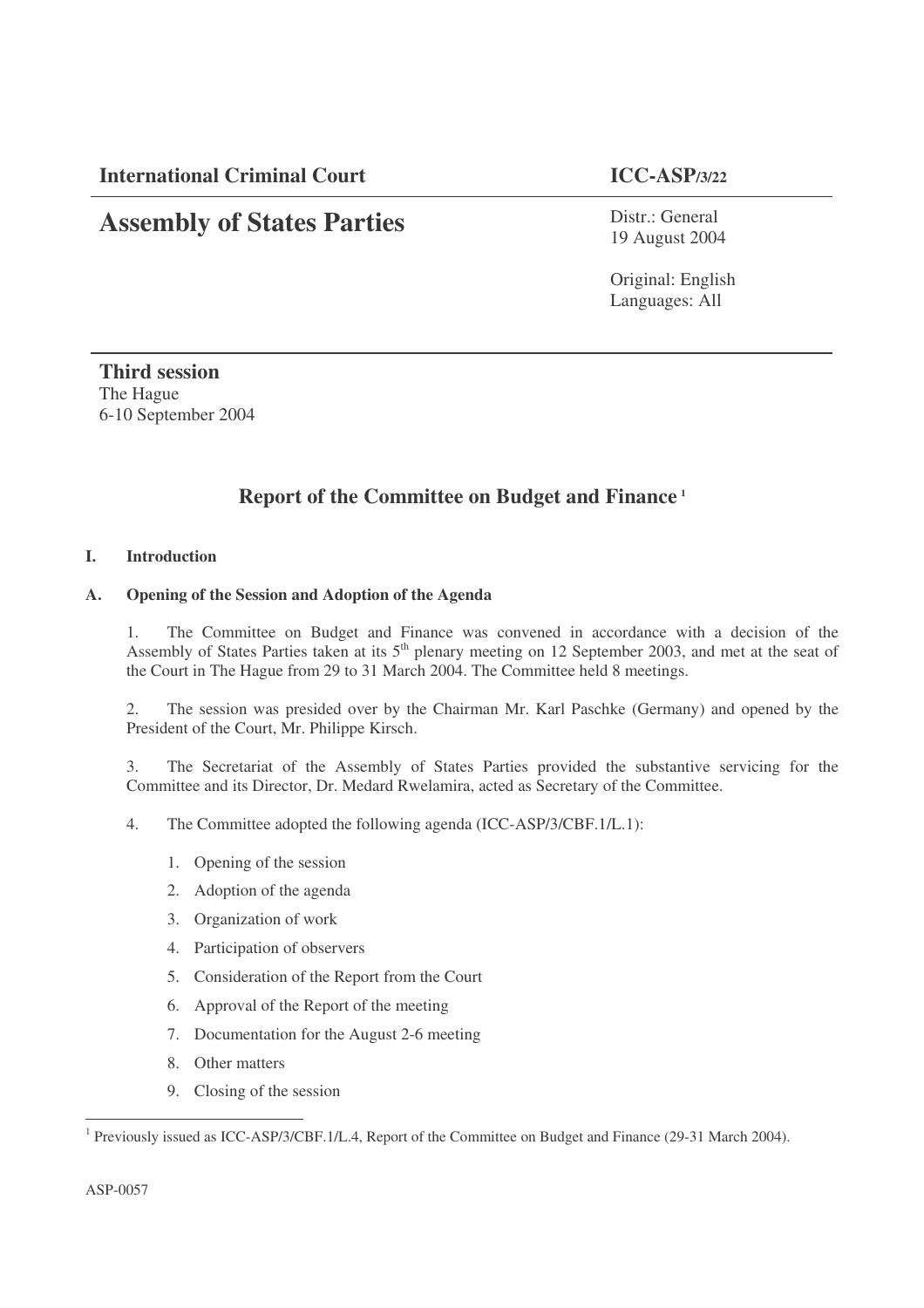**International Criminal Court** **ICC-ASP/3/22**

# Assembly of States Parties

Distr.: General
19 August 2004

Original: English
Languages: All

**Third session**
The Hague
6-10 September 2004

## Report of the Committee on Budget and Finance [1]

### I. Introduction

#### A. Opening of the Session and Adoption of the Agenda

1. The Committee on Budget and Finance was convened in accordance with a decision of the Assembly of States Parties taken at its 5th plenary meeting on 12 September 2003, and met at the seat of the Court in The Hague from 29 to 31 March 2004. The Committee held 8 meetings.

2. The session was presided over by the Chairman Mr. Karl Paschke (Germany) and opened by the President of the Court, Mr. Philippe Kirsch.

3. The Secretariat of the Assembly of States Parties provided the substantive servicing for the Committee and its Director, Dr. Medard Rwelamira, acted as Secretary of the Committee.

4. The Committee adopted the following agenda (ICC-ASP/3/CBF.1/L.1):

1. Opening of the session
2. Adoption of the agenda
3. Organization of work
4. Participation of observers
5. Consideration of the Report from the Court
6. Approval of the Report of the meeting
7. Documentation for the August 2-6 meeting
8. Other matters
9. Closing of the session

---

[1] Previously issued as ICC-ASP/3/CBF.1/L.4, Report of the Committee on Budget and Finance (29-31 March 2004).

ASP-0057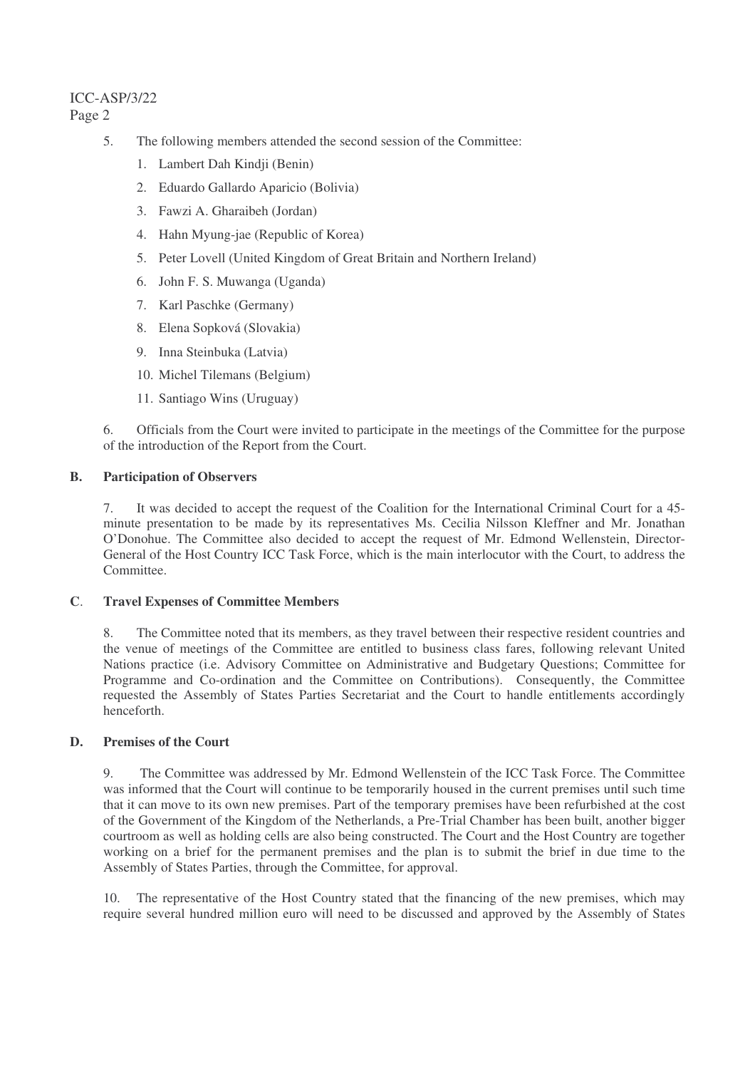5. The following members attended the second session of the Committee:

    1. Lambert Dah Kindji (Benin)
    2. Eduardo Gallardo Aparicio (Bolivia)
    3. Fawzi A. Gharaibeh (Jordan)
    4. Hahn Myung-jae (Republic of Korea)
    5. Peter Lovell (United Kingdom of Great Britain and Northern Ireland)
    6. John F. S. Muwanga (Uganda)
    7. Karl Paschke (Germany)
    8. Elena Sopková (Slovakia)
    9. Inna Steinbuka (Latvia)
    10. Michel Tilemans (Belgium)
    11. Santiago Wins (Uruguay)

6. Officials from the Court were invited to participate in the meetings of the Committee for the purpose of the introduction of the Report from the Court.

**B. Participation of Observers**

7. It was decided to accept the request of the Coalition for the International Criminal Court for a 45-minute presentation to be made by its representatives Ms. Cecilia Nilsson Kleffner and Mr. Jonathan O'Donohue. The Committee also decided to accept the request of Mr. Edmond Wellenstein, Director-General of the Host Country ICC Task Force, which is the main interlocutor with the Court, to address the Committee.

**C. Travel Expenses of Committee Members**

8. The Committee noted that its members, as they travel between their respective resident countries and the venue of meetings of the Committee are entitled to business class fares, following relevant United Nations practice (i.e. Advisory Committee on Administrative and Budgetary Questions; Committee for Programme and Co-ordination and the Committee on Contributions). Consequently, the Committee requested the Assembly of States Parties Secretariat and the Court to handle entitlements accordingly henceforth.

**D. Premises of the Court**

9. The Committee was addressed by Mr. Edmond Wellenstein of the ICC Task Force. The Committee was informed that the Court will continue to be temporarily housed in the current premises until such time that it can move to its own new premises. Part of the temporary premises have been refurbished at the cost of the Government of the Kingdom of the Netherlands, a Pre-Trial Chamber has been built, another bigger courtroom as well as holding cells are also being constructed. The Court and the Host Country are together working on a brief for the permanent premises and the plan is to submit the brief in due time to the Assembly of States Parties, through the Committee, for approval.

10. The representative of the Host Country stated that the financing of the new premises, which may require several hundred million euro will need to be discussed and approved by the Assembly of States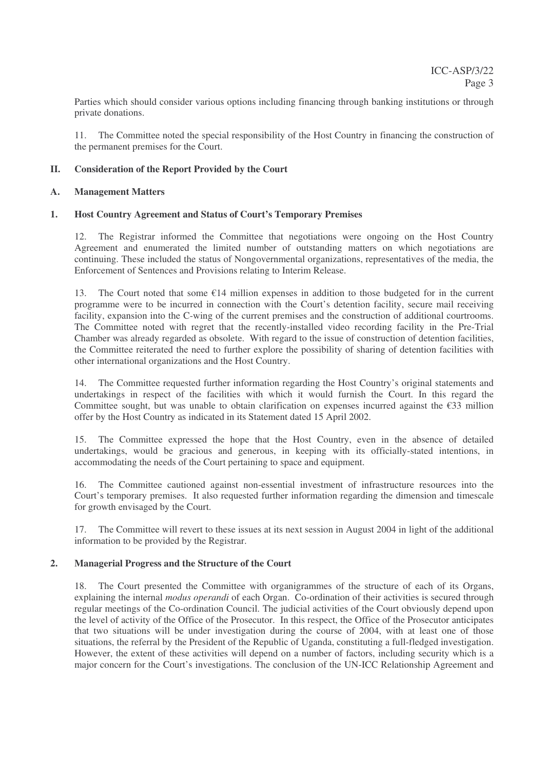Parties which should consider various options including financing through banking institutions or through private donations.

11. The Committee noted the special responsibility of the Host Country in financing the construction of the permanent premises for the Court.

## II. Consideration of the Report Provided by the Court

### A. Management Matters

#### 1. Host Country Agreement and Status of Court's Temporary Premises

12. The Registrar informed the Committee that negotiations were ongoing on the Host Country Agreement and enumerated the limited number of outstanding matters on which negotiations are continuing. These included the status of Nongovernmental organizations, representatives of the media, the Enforcement of Sentences and Provisions relating to Interim Release.

13. The Court noted that some €14 million expenses in addition to those budgeted for in the current programme were to be incurred in connection with the Court's detention facility, secure mail receiving facility, expansion into the C-wing of the current premises and the construction of additional courtrooms. The Committee noted with regret that the recently-installed video recording facility in the Pre-Trial Chamber was already regarded as obsolete. With regard to the issue of construction of detention facilities, the Committee reiterated the need to further explore the possibility of sharing of detention facilities with other international organizations and the Host Country.

14. The Committee requested further information regarding the Host Country's original statements and undertakings in respect of the facilities with which it would furnish the Court. In this regard the Committee sought, but was unable to obtain clarification on expenses incurred against the €33 million offer by the Host Country as indicated in its Statement dated 15 April 2002.

15. The Committee expressed the hope that the Host Country, even in the absence of detailed undertakings, would be gracious and generous, in keeping with its officially-stated intentions, in accommodating the needs of the Court pertaining to space and equipment.

16. The Committee cautioned against non-essential investment of infrastructure resources into the Court's temporary premises. It also requested further information regarding the dimension and timescale for growth envisaged by the Court.

17. The Committee will revert to these issues at its next session in August 2004 in light of the additional information to be provided by the Registrar.

#### 2. Managerial Progress and the Structure of the Court

18. The Court presented the Committee with organigrammes of the structure of each of its Organs, explaining the internal *modus operandi* of each Organ. Co-ordination of their activities is secured through regular meetings of the Co-ordination Council. The judicial activities of the Court obviously depend upon the level of activity of the Office of the Prosecutor. In this respect, the Office of the Prosecutor anticipates that two situations will be under investigation during the course of 2004, with at least one of those situations, the referral by the President of the Republic of Uganda, constituting a full-fledged investigation. However, the extent of these activities will depend on a number of factors, including security which is a major concern for the Court's investigations. The conclusion of the UN-ICC Relationship Agreement and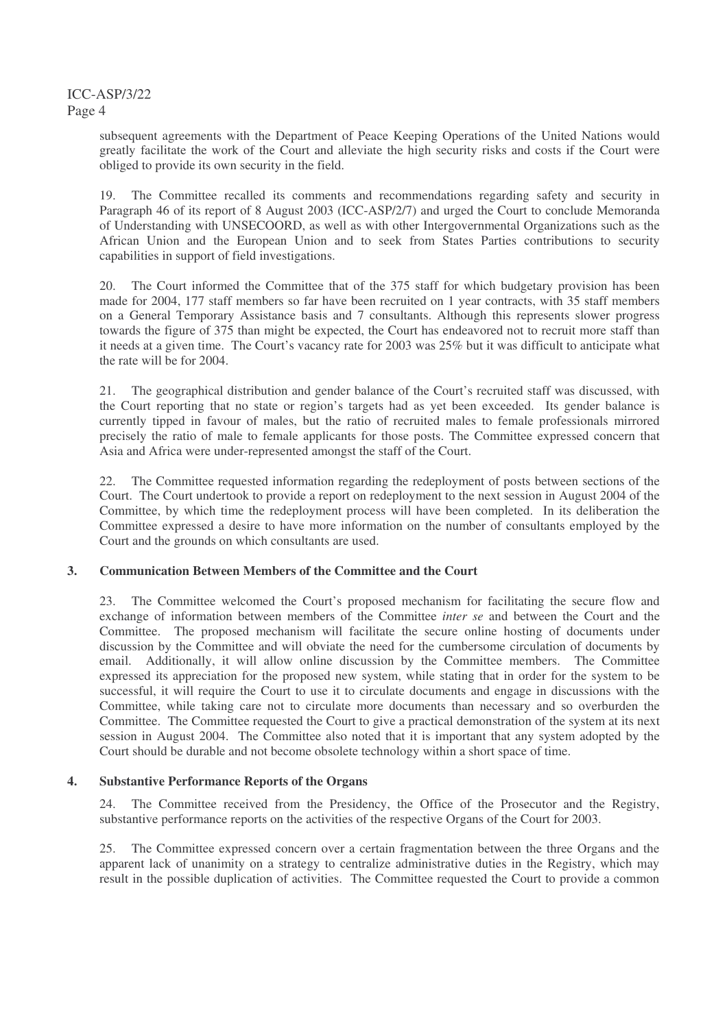subsequent agreements with the Department of Peace Keeping Operations of the United Nations would greatly facilitate the work of the Court and alleviate the high security risks and costs if the Court were obliged to provide its own security in the field.

19. The Committee recalled its comments and recommendations regarding safety and security in Paragraph 46 of its report of 8 August 2003 (ICC-ASP/2/7) and urged the Court to conclude Memoranda of Understanding with UNSECOORD, as well as with other Intergovernmental Organizations such as the African Union and the European Union and to seek from States Parties contributions to security capabilities in support of field investigations.

20. The Court informed the Committee that of the 375 staff for which budgetary provision has been made for 2004, 177 staff members so far have been recruited on 1 year contracts, with 35 staff members on a General Temporary Assistance basis and 7 consultants. Although this represents slower progress towards the figure of 375 than might be expected, the Court has endeavored not to recruit more staff than it needs at a given time. The Court's vacancy rate for 2003 was 25% but it was difficult to anticipate what the rate will be for 2004.

21. The geographical distribution and gender balance of the Court's recruited staff was discussed, with the Court reporting that no state or region's targets had as yet been exceeded. Its gender balance is currently tipped in favour of males, but the ratio of recruited males to female professionals mirrored precisely the ratio of male to female applicants for those posts. The Committee expressed concern that Asia and Africa were under-represented amongst the staff of the Court.

22. The Committee requested information regarding the redeployment of posts between sections of the Court. The Court undertook to provide a report on redeployment to the next session in August 2004 of the Committee, by which time the redeployment process will have been completed. In its deliberation the Committee expressed a desire to have more information on the number of consultants employed by the Court and the grounds on which consultants are used.

### 3. Communication Between Members of the Committee and the Court

23. The Committee welcomed the Court's proposed mechanism for facilitating the secure flow and exchange of information between members of the Committee *inter se* and between the Court and the Committee. The proposed mechanism will facilitate the secure online hosting of documents under discussion by the Committee and will obviate the need for the cumbersome circulation of documents by email. Additionally, it will allow online discussion by the Committee members. The Committee expressed its appreciation for the proposed new system, while stating that in order for the system to be successful, it will require the Court to use it to circulate documents and engage in discussions with the Committee, while taking care not to circulate more documents than necessary and so overburden the Committee. The Committee requested the Court to give a practical demonstration of the system at its next session in August 2004. The Committee also noted that it is important that any system adopted by the Court should be durable and not become obsolete technology within a short space of time.

### 4. Substantive Performance Reports of the Organs

24. The Committee received from the Presidency, the Office of the Prosecutor and the Registry, substantive performance reports on the activities of the respective Organs of the Court for 2003.

25. The Committee expressed concern over a certain fragmentation between the three Organs and the apparent lack of unanimity on a strategy to centralize administrative duties in the Registry, which may result in the possible duplication of activities. The Committee requested the Court to provide a common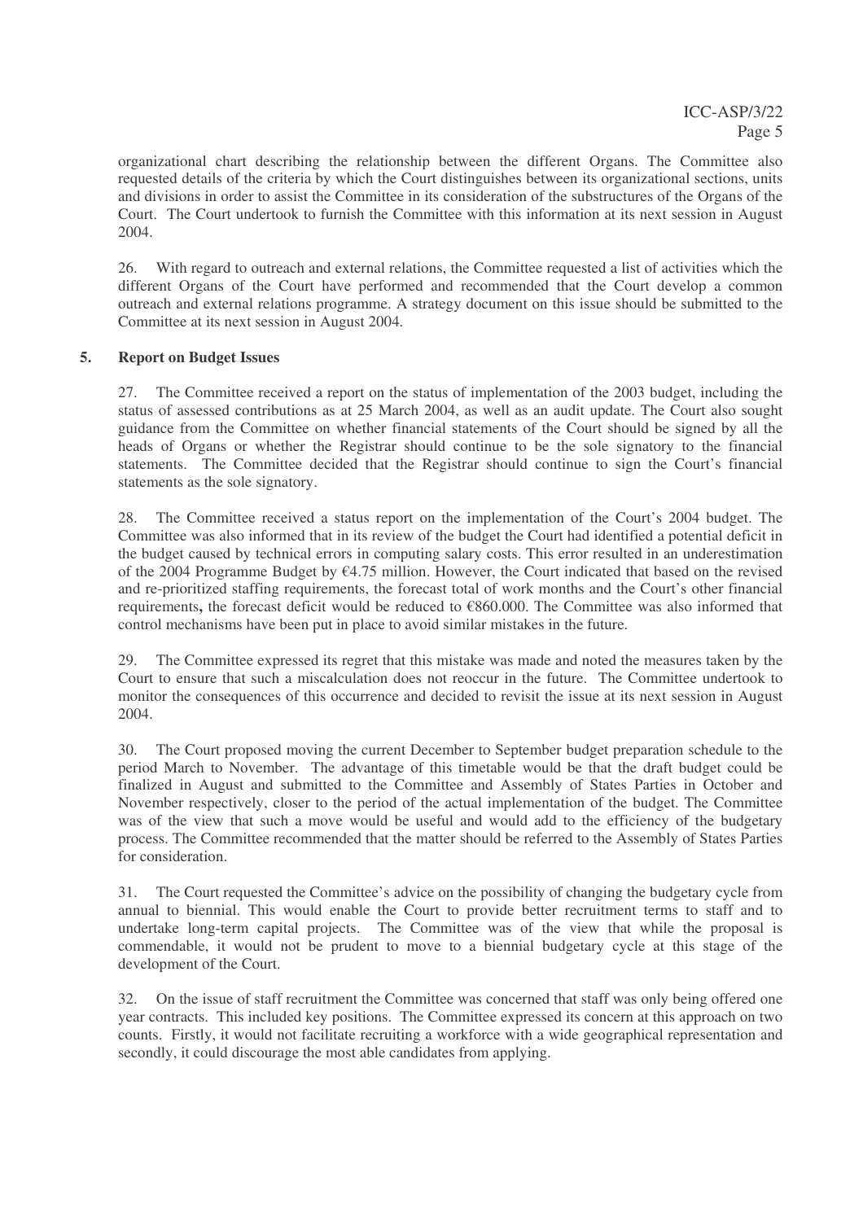organizational chart describing the relationship between the different Organs. The Committee also requested details of the criteria by which the Court distinguishes between its organizational sections, units and divisions in order to assist the Committee in its consideration of the substructures of the Organs of the Court. The Court undertook to furnish the Committee with this information at its next session in August 2004.

26. With regard to outreach and external relations, the Committee requested a list of activities which the different Organs of the Court have performed and recommended that the Court develop a common outreach and external relations programme. A strategy document on this issue should be submitted to the Committee at its next session in August 2004.

## 5. Report on Budget Issues

27. The Committee received a report on the status of implementation of the 2003 budget, including the status of assessed contributions as at 25 March 2004, as well as an audit update. The Court also sought guidance from the Committee on whether financial statements of the Court should be signed by all the heads of Organs or whether the Registrar should continue to be the sole signatory to the financial statements. The Committee decided that the Registrar should continue to sign the Court's financial statements as the sole signatory.

28. The Committee received a status report on the implementation of the Court's 2004 budget. The Committee was also informed that in its review of the budget the Court had identified a potential deficit in the budget caused by technical errors in computing salary costs. This error resulted in an underestimation of the 2004 Programme Budget by €4.75 million. However, the Court indicated that based on the revised and re-prioritized staffing requirements, the forecast total of work months and the Court's other financial requirements**,** the forecast deficit would be reduced to €860.000. The Committee was also informed that control mechanisms have been put in place to avoid similar mistakes in the future.

29. The Committee expressed its regret that this mistake was made and noted the measures taken by the Court to ensure that such a miscalculation does not reoccur in the future. The Committee undertook to monitor the consequences of this occurrence and decided to revisit the issue at its next session in August 2004.

30. The Court proposed moving the current December to September budget preparation schedule to the period March to November. The advantage of this timetable would be that the draft budget could be finalized in August and submitted to the Committee and Assembly of States Parties in October and November respectively, closer to the period of the actual implementation of the budget. The Committee was of the view that such a move would be useful and would add to the efficiency of the budgetary process. The Committee recommended that the matter should be referred to the Assembly of States Parties for consideration.

31. The Court requested the Committee's advice on the possibility of changing the budgetary cycle from annual to biennial. This would enable the Court to provide better recruitment terms to staff and to undertake long-term capital projects. The Committee was of the view that while the proposal is commendable, it would not be prudent to move to a biennial budgetary cycle at this stage of the development of the Court.

32. On the issue of staff recruitment the Committee was concerned that staff was only being offered one year contracts. This included key positions. The Committee expressed its concern at this approach on two counts. Firstly, it would not facilitate recruiting a workforce with a wide geographical representation and secondly, it could discourage the most able candidates from applying.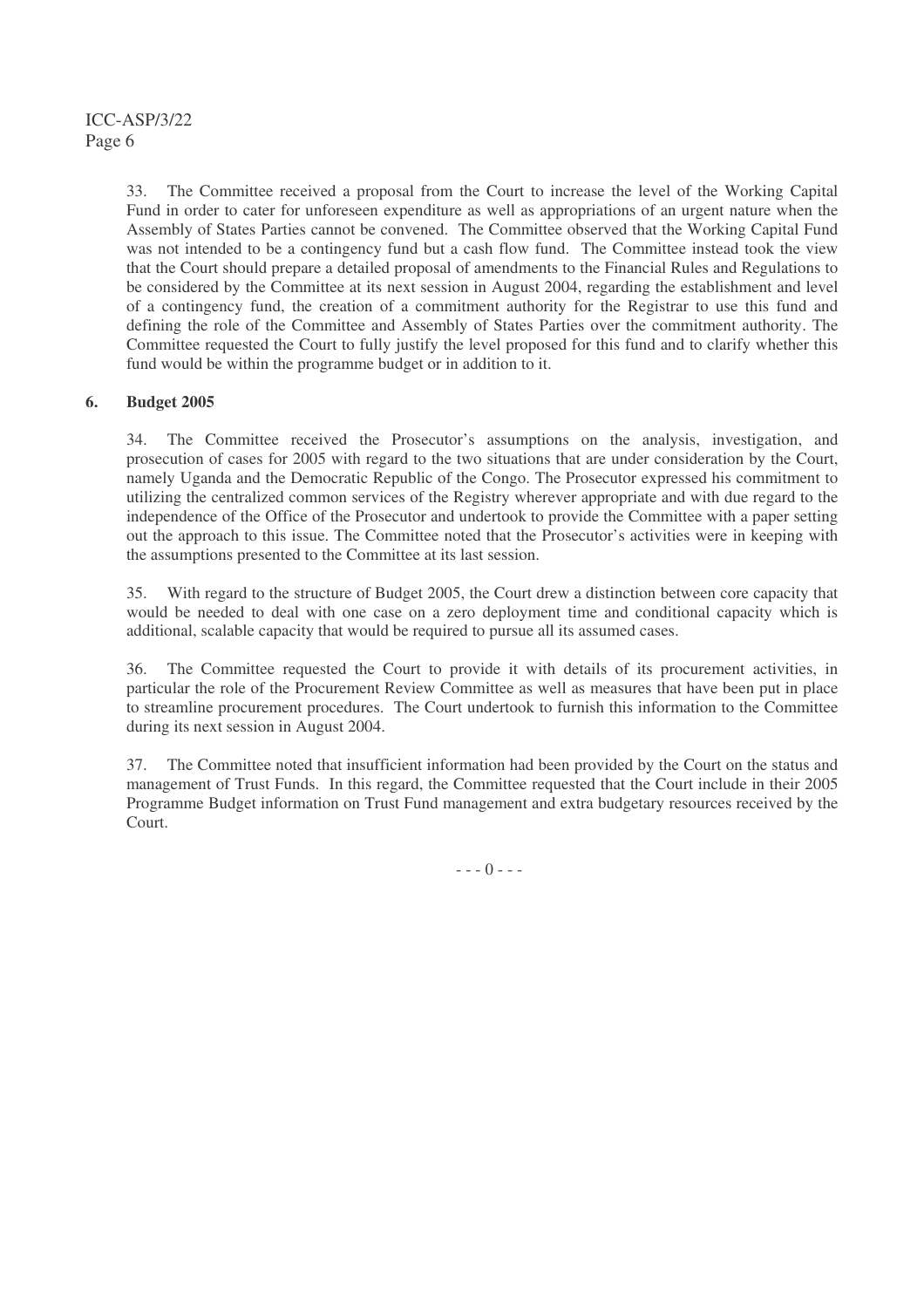33. The Committee received a proposal from the Court to increase the level of the Working Capital Fund in order to cater for unforeseen expenditure as well as appropriations of an urgent nature when the Assembly of States Parties cannot be convened. The Committee observed that the Working Capital Fund was not intended to be a contingency fund but a cash flow fund. The Committee instead took the view that the Court should prepare a detailed proposal of amendments to the Financial Rules and Regulations to be considered by the Committee at its next session in August 2004, regarding the establishment and level of a contingency fund, the creation of a commitment authority for the Registrar to use this fund and defining the role of the Committee and Assembly of States Parties over the commitment authority. The Committee requested the Court to fully justify the level proposed for this fund and to clarify whether this fund would be within the programme budget or in addition to it.

## 6. Budget 2005

34. The Committee received the Prosecutor's assumptions on the analysis, investigation, and prosecution of cases for 2005 with regard to the two situations that are under consideration by the Court, namely Uganda and the Democratic Republic of the Congo. The Prosecutor expressed his commitment to utilizing the centralized common services of the Registry wherever appropriate and with due regard to the independence of the Office of the Prosecutor and undertook to provide the Committee with a paper setting out the approach to this issue. The Committee noted that the Prosecutor's activities were in keeping with the assumptions presented to the Committee at its last session.

35. With regard to the structure of Budget 2005, the Court drew a distinction between core capacity that would be needed to deal with one case on a zero deployment time and conditional capacity which is additional, scalable capacity that would be required to pursue all its assumed cases.

36. The Committee requested the Court to provide it with details of its procurement activities, in particular the role of the Procurement Review Committee as well as measures that have been put in place to streamline procurement procedures. The Court undertook to furnish this information to the Committee during its next session in August 2004.

37. The Committee noted that insufficient information had been provided by the Court on the status and management of Trust Funds. In this regard, the Committee requested that the Court include in their 2005 Programme Budget information on Trust Fund management and extra budgetary resources received by the Court.

- - - 0 - - -